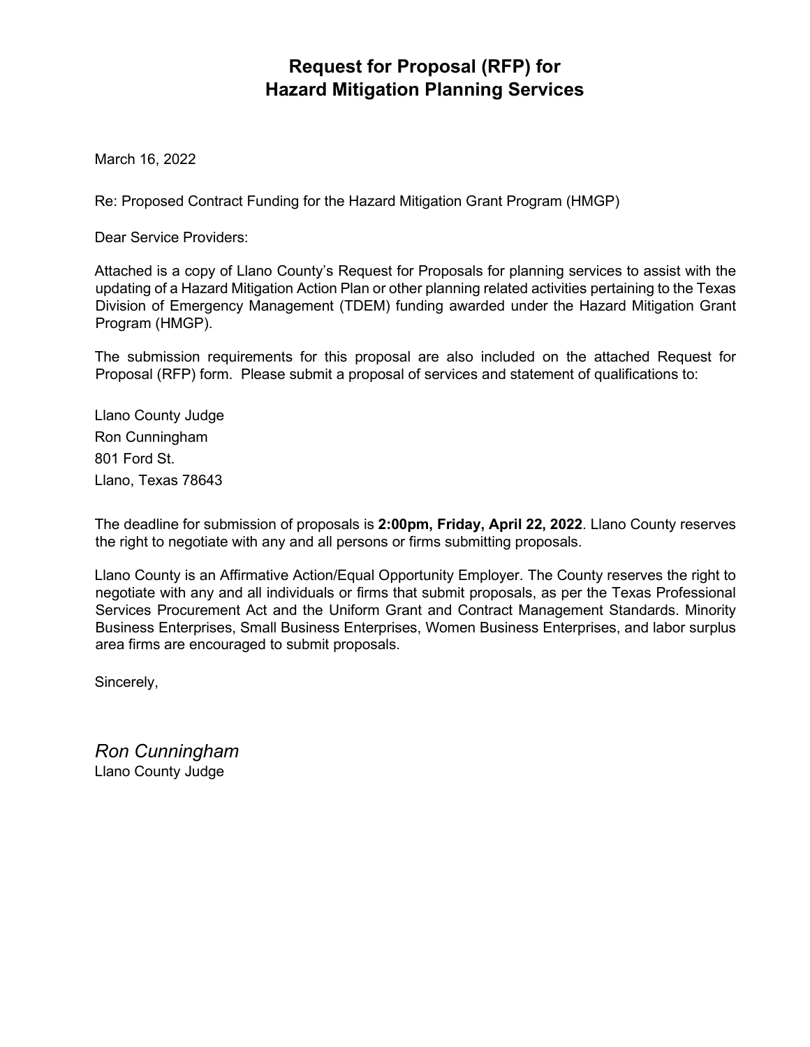# Request for Proposal (RFP) for Hazard Mitigation Planning Services

March 16, 2022

Re: Proposed Contract Funding for the Hazard Mitigation Grant Program (HMGP)

Dear Service Providers:

Attached is a copy of Llano County's Request for Proposals for planning services to assist with the updating of a Hazard Mitigation Action Plan or other planning related activities pertaining to the Texas Division of Emergency Management (TDEM) funding awarded under the Hazard Mitigation Grant Program (HMGP).

The submission requirements for this proposal are also included on the attached Request for Proposal (RFP) form. Please submit a proposal of services and statement of qualifications to:

Llano County Judge
Ron Cunningham
801 Ford St.
Llano, Texas 78643

The deadline for submission of proposals is **2:00pm, Friday, April 22, 2022**. Llano County reserves the right to negotiate with any and all persons or firms submitting proposals.

Llano County is an Affirmative Action/Equal Opportunity Employer. The County reserves the right to negotiate with any and all individuals or firms that submit proposals, as per the Texas Professional Services Procurement Act and the Uniform Grant and Contract Management Standards. Minority Business Enterprises, Small Business Enterprises, Women Business Enterprises, and labor surplus area firms are encouraged to submit proposals.

Sincerely,

*Ron Cunningham*
Llano County Judge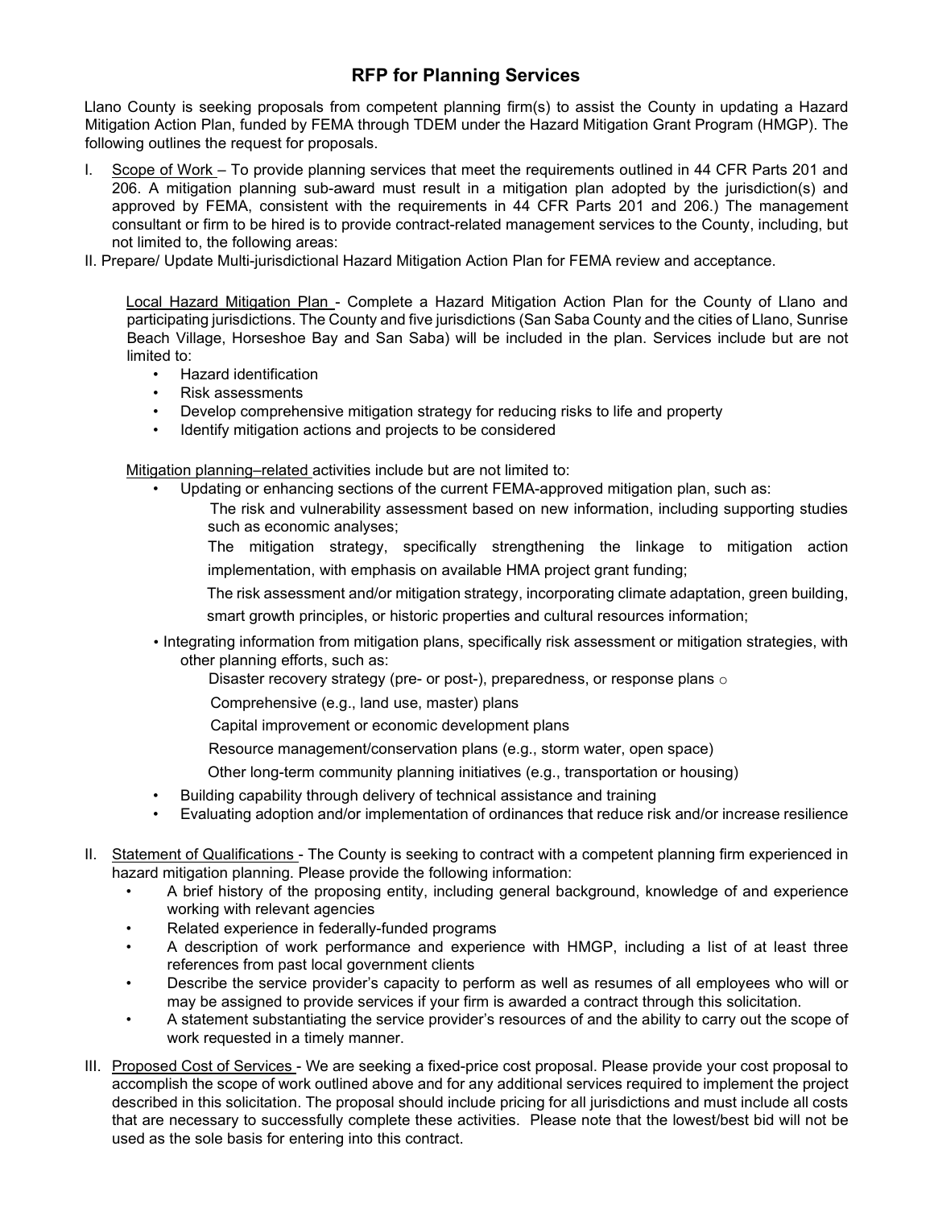## RFP for Planning Services

Llano County is seeking proposals from competent planning firm(s) to assist the County in updating a Hazard Mitigation Action Plan, funded by FEMA through TDEM under the Hazard Mitigation Grant Program (HMGP). The following outlines the request for proposals.

I. Scope of Work – To provide planning services that meet the requirements outlined in 44 CFR Parts 201 and 206. A mitigation planning sub-award must result in a mitigation plan adopted by the jurisdiction(s) and approved by FEMA, consistent with the requirements in 44 CFR Parts 201 and 206.) The management consultant or firm to be hired is to provide contract-related management services to the County, including, but not limited to, the following areas:

II. Prepare/ Update Multi-jurisdictional Hazard Mitigation Action Plan for FEMA review and acceptance.

Local Hazard Mitigation Plan - Complete a Hazard Mitigation Action Plan for the County of Llano and participating jurisdictions. The County and five jurisdictions (San Saba County and the cities of Llano, Sunrise Beach Village, Horseshoe Bay and San Saba) will be included in the plan. Services include but are not limited to:

- Hazard identification
- Risk assessments
- Develop comprehensive mitigation strategy for reducing risks to life and property
- Identify mitigation actions and projects to be considered

Mitigation planning–related activities include but are not limited to:

- Updating or enhancing sections of the current FEMA-approved mitigation plan, such as:
  - The risk and vulnerability assessment based on new information, including supporting studies such as economic analyses;
  - The mitigation strategy, specifically strengthening the linkage to mitigation action implementation, with emphasis on available HMA project grant funding;
  - The risk assessment and/or mitigation strategy, incorporating climate adaptation, green building, smart growth principles, or historic properties and cultural resources information;
- Integrating information from mitigation plans, specifically risk assessment or mitigation strategies, with other planning efforts, such as:
  - Disaster recovery strategy (pre- or post-), preparedness, or response plans ○
  - Comprehensive (e.g., land use, master) plans
  - Capital improvement or economic development plans
  - Resource management/conservation plans (e.g., storm water, open space)
  - Other long-term community planning initiatives (e.g., transportation or housing)
- Building capability through delivery of technical assistance and training
- Evaluating adoption and/or implementation of ordinances that reduce risk and/or increase resilience

II. Statement of Qualifications - The County is seeking to contract with a competent planning firm experienced in hazard mitigation planning. Please provide the following information:

- A brief history of the proposing entity, including general background, knowledge of and experience working with relevant agencies
- Related experience in federally-funded programs
- A description of work performance and experience with HMGP, including a list of at least three references from past local government clients
- Describe the service provider's capacity to perform as well as resumes of all employees who will or may be assigned to provide services if your firm is awarded a contract through this solicitation.
- A statement substantiating the service provider's resources of and the ability to carry out the scope of work requested in a timely manner.

III. Proposed Cost of Services - We are seeking a fixed-price cost proposal. Please provide your cost proposal to accomplish the scope of work outlined above and for any additional services required to implement the project described in this solicitation. The proposal should include pricing for all jurisdictions and must include all costs that are necessary to successfully complete these activities. Please note that the lowest/best bid will not be used as the sole basis for entering into this contract.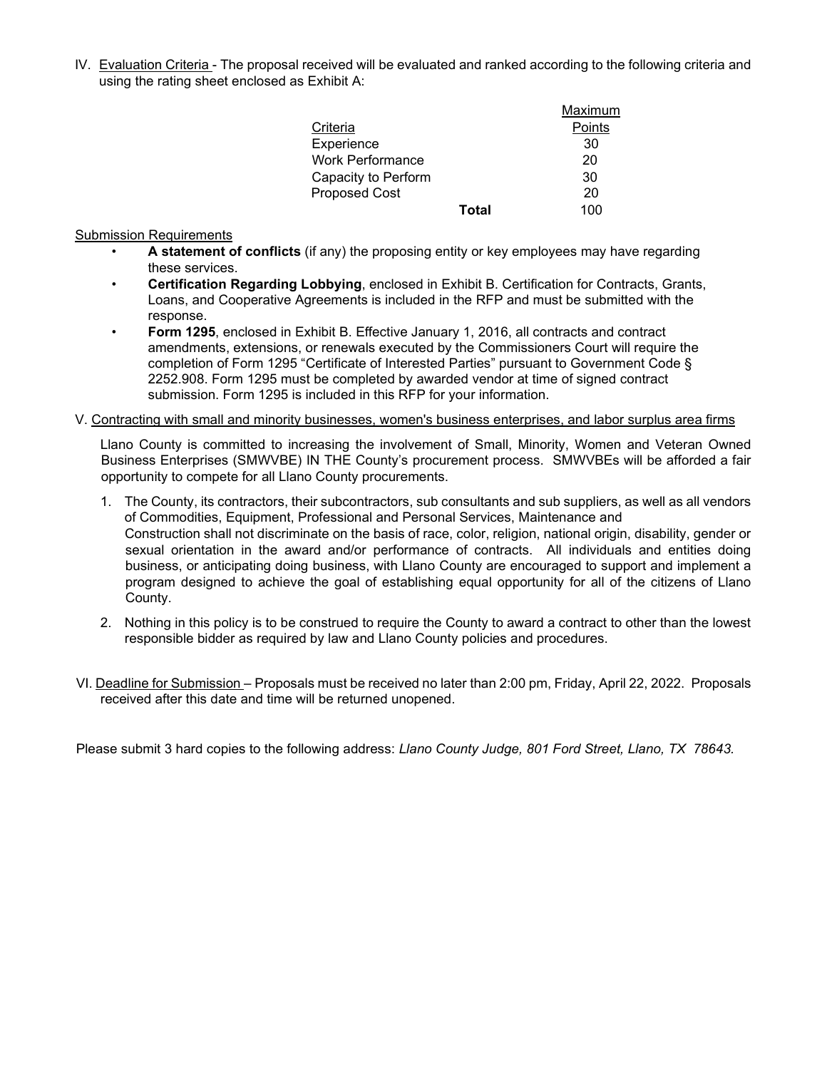IV. Evaluation Criteria - The proposal received will be evaluated and ranked according to the following criteria and using the rating sheet enclosed as Exhibit A:

| Criteria | Maximum Points |
|---|---|
| Experience | 30 |
| Work Performance | 20 |
| Capacity to Perform | 30 |
| Proposed Cost | 20 |
| **Total** | 100 |

Submission Requirements

- **A statement of conflicts** (if any) the proposing entity or key employees may have regarding these services.
- **Certification Regarding Lobbying**, enclosed in Exhibit B. Certification for Contracts, Grants, Loans, and Cooperative Agreements is included in the RFP and must be submitted with the response.
- **Form 1295**, enclosed in Exhibit B. Effective January 1, 2016, all contracts and contract amendments, extensions, or renewals executed by the Commissioners Court will require the completion of Form 1295 "Certificate of Interested Parties" pursuant to Government Code § 2252.908. Form 1295 must be completed by awarded vendor at time of signed contract submission. Form 1295 is included in this RFP for your information.

V. Contracting with small and minority businesses, women's business enterprises, and labor surplus area firms

Llano County is committed to increasing the involvement of Small, Minority, Women and Veteran Owned Business Enterprises (SMWVBE) IN THE County's procurement process. SMWVBEs will be afforded a fair opportunity to compete for all Llano County procurements.

1. The County, its contractors, their subcontractors, sub consultants and sub suppliers, as well as all vendors of Commodities, Equipment, Professional and Personal Services, Maintenance and Construction shall not discriminate on the basis of race, color, religion, national origin, disability, gender or sexual orientation in the award and/or performance of contracts. All individuals and entities doing business, or anticipating doing business, with Llano County are encouraged to support and implement a program designed to achieve the goal of establishing equal opportunity for all of the citizens of Llano County.
2. Nothing in this policy is to be construed to require the County to award a contract to other than the lowest responsible bidder as required by law and Llano County policies and procedures.

VI. Deadline for Submission – Proposals must be received no later than 2:00 pm, Friday, April 22, 2022. Proposals received after this date and time will be returned unopened.

Please submit 3 hard copies to the following address: *Llano County Judge, 801 Ford Street, Llano, TX 78643.*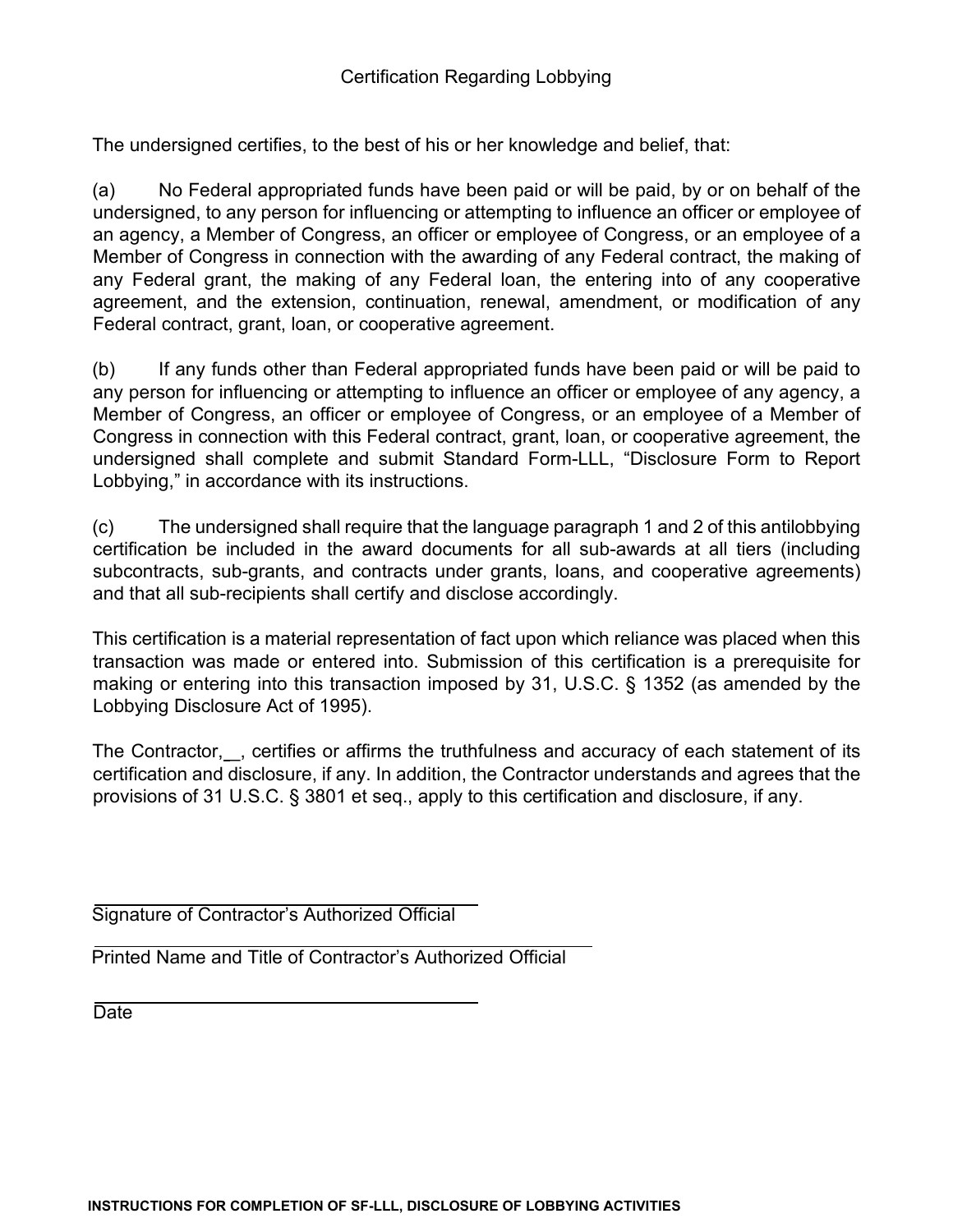## Certification Regarding Lobbying

The undersigned certifies, to the best of his or her knowledge and belief, that:

(a) No Federal appropriated funds have been paid or will be paid, by or on behalf of the undersigned, to any person for influencing or attempting to influence an officer or employee of an agency, a Member of Congress, an officer or employee of Congress, or an employee of a Member of Congress in connection with the awarding of any Federal contract, the making of any Federal grant, the making of any Federal loan, the entering into of any cooperative agreement, and the extension, continuation, renewal, amendment, or modification of any Federal contract, grant, loan, or cooperative agreement.

(b) If any funds other than Federal appropriated funds have been paid or will be paid to any person for influencing or attempting to influence an officer or employee of any agency, a Member of Congress, an officer or employee of Congress, or an employee of a Member of Congress in connection with this Federal contract, grant, loan, or cooperative agreement, the undersigned shall complete and submit Standard Form-LLL, "Disclosure Form to Report Lobbying," in accordance with its instructions.

(c) The undersigned shall require that the language paragraph 1 and 2 of this antilobbying certification be included in the award documents for all sub-awards at all tiers (including subcontracts, sub-grants, and contracts under grants, loans, and cooperative agreements) and that all sub-recipients shall certify and disclose accordingly.

This certification is a material representation of fact upon which reliance was placed when this transaction was made or entered into. Submission of this certification is a prerequisite for making or entering into this transaction imposed by 31, U.S.C. § 1352 (as amended by the Lobbying Disclosure Act of 1995).

The Contractor,__, certifies or affirms the truthfulness and accuracy of each statement of its certification and disclosure, if any. In addition, the Contractor understands and agrees that the provisions of 31 U.S.C. § 3801 et seq., apply to this certification and disclosure, if any.

______________________________________
Signature of Contractor's Authorized Official

______________________________________
Printed Name and Title of Contractor's Authorized Official

______________________________________
Date

**INSTRUCTIONS FOR COMPLETION OF SF-LLL, DISCLOSURE OF LOBBYING ACTIVITIES**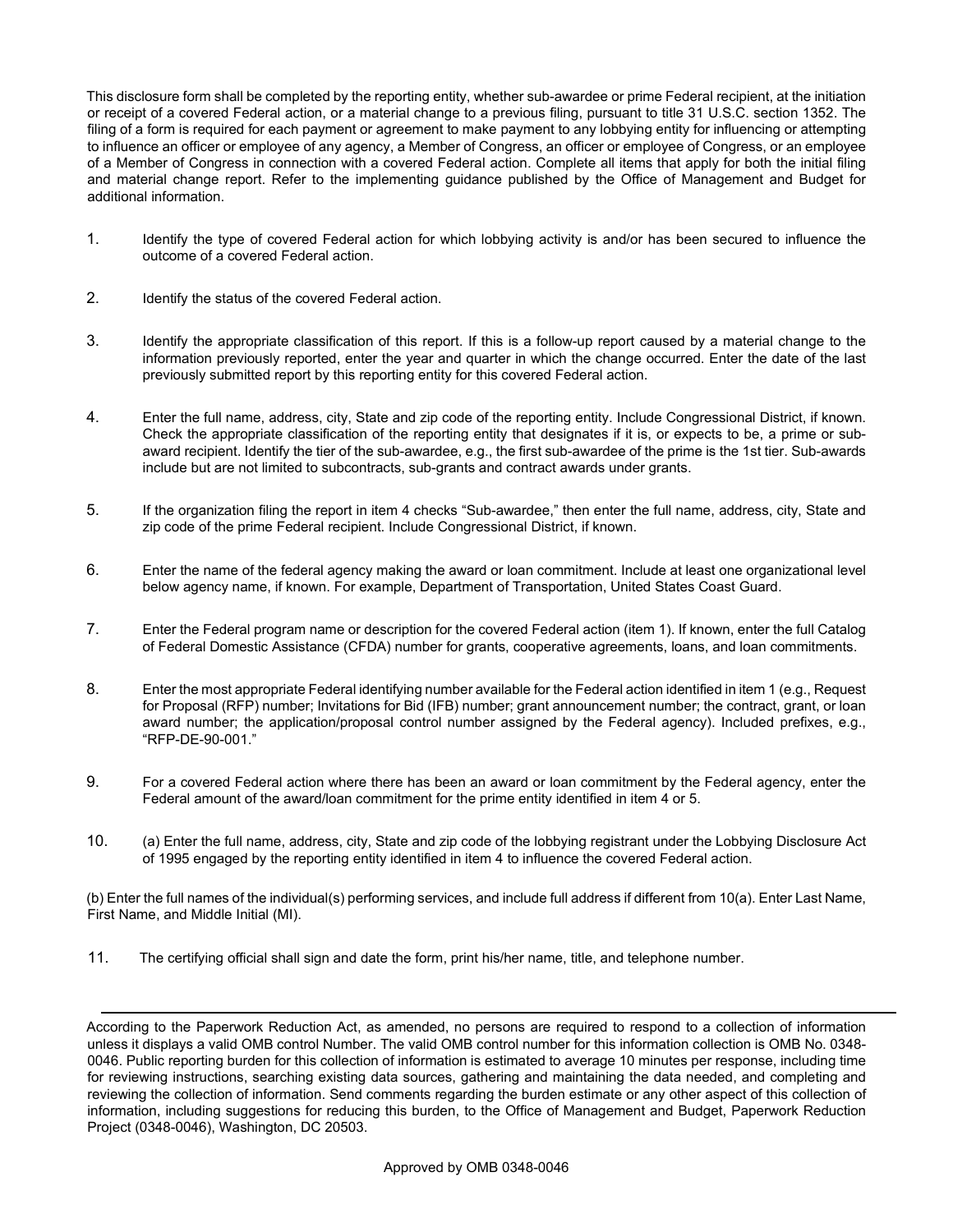This disclosure form shall be completed by the reporting entity, whether sub-awardee or prime Federal recipient, at the initiation or receipt of a covered Federal action, or a material change to a previous filing, pursuant to title 31 U.S.C. section 1352. The filing of a form is required for each payment or agreement to make payment to any lobbying entity for influencing or attempting to influence an officer or employee of any agency, a Member of Congress, an officer or employee of Congress, or an employee of a Member of Congress in connection with a covered Federal action. Complete all items that apply for both the initial filing and material change report. Refer to the implementing guidance published by the Office of Management and Budget for additional information.

1. Identify the type of covered Federal action for which lobbying activity is and/or has been secured to influence the outcome of a covered Federal action.

2. Identify the status of the covered Federal action.

3. Identify the appropriate classification of this report. If this is a follow-up report caused by a material change to the information previously reported, enter the year and quarter in which the change occurred. Enter the date of the last previously submitted report by this reporting entity for this covered Federal action.

4. Enter the full name, address, city, State and zip code of the reporting entity. Include Congressional District, if known. Check the appropriate classification of the reporting entity that designates if it is, or expects to be, a prime or sub-award recipient. Identify the tier of the sub-awardee, e.g., the first sub-awardee of the prime is the 1st tier. Sub-awards include but are not limited to subcontracts, sub-grants and contract awards under grants.

5. If the organization filing the report in item 4 checks "Sub-awardee," then enter the full name, address, city, State and zip code of the prime Federal recipient. Include Congressional District, if known.

6. Enter the name of the federal agency making the award or loan commitment. Include at least one organizational level below agency name, if known. For example, Department of Transportation, United States Coast Guard.

7. Enter the Federal program name or description for the covered Federal action (item 1). If known, enter the full Catalog of Federal Domestic Assistance (CFDA) number for grants, cooperative agreements, loans, and loan commitments.

8. Enter the most appropriate Federal identifying number available for the Federal action identified in item 1 (e.g., Request for Proposal (RFP) number; Invitations for Bid (IFB) number; grant announcement number; the contract, grant, or loan award number; the application/proposal control number assigned by the Federal agency). Included prefixes, e.g., "RFP-DE-90-001."

9. For a covered Federal action where there has been an award or loan commitment by the Federal agency, enter the Federal amount of the award/loan commitment for the prime entity identified in item 4 or 5.

10. (a) Enter the full name, address, city, State and zip code of the lobbying registrant under the Lobbying Disclosure Act of 1995 engaged by the reporting entity identified in item 4 to influence the covered Federal action.

(b) Enter the full names of the individual(s) performing services, and include full address if different from 10(a). Enter Last Name, First Name, and Middle Initial (MI).

11. The certifying official shall sign and date the form, print his/her name, title, and telephone number.

---

According to the Paperwork Reduction Act, as amended, no persons are required to respond to a collection of information unless it displays a valid OMB control Number. The valid OMB control number for this information collection is OMB No. 0348-0046. Public reporting burden for this collection of information is estimated to average 10 minutes per response, including time for reviewing instructions, searching existing data sources, gathering and maintaining the data needed, and completing and reviewing the collection of information. Send comments regarding the burden estimate or any other aspect of this collection of information, including suggestions for reducing this burden, to the Office of Management and Budget, Paperwork Reduction Project (0348-0046), Washington, DC 20503.

Approved by OMB 0348-0046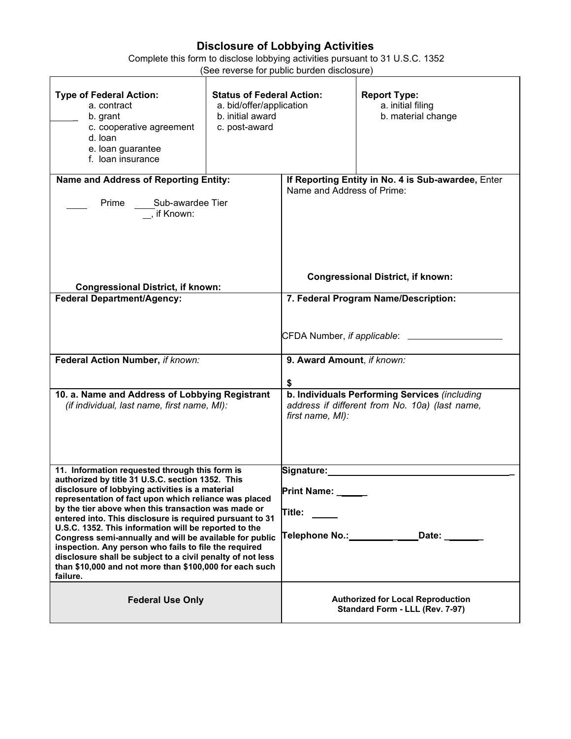# Disclosure of Lobbying Activities

Complete this form to disclose lobbying activities pursuant to 31 U.S.C. 1352
(See reverse for public burden disclosure)

| **Type of Federal Action:** | **Status of Federal Action:** | **Report Type:** |
|---|---|---|
| _____ a. contract<br>b. grant<br>c. cooperative agreement<br>d. loan<br>e. loan guarantee<br>f. loan insurance | a. bid/offer/application<br>b. initial award<br>c. post-award | a. initial filing<br>b. material change |

| **Name and Address of Reporting Entity:** | **If Reporting Entity in No. 4 is Sub-awardee,** Enter Name and Address of Prime: |
|---|---|
| ____ Prime ____Sub-awardee Tier __, if Known:<br><br>**Congressional District, if known:** | <br><br>**Congressional District, if known:** |
| **Federal Department/Agency:** | **7. Federal Program Name/Description:**<br><br>CFDA Number, *if applicable*: __________________ |
| **Federal Action Number,** *if known:* | **9. Award Amount**, *if known:*<br><br>**$** |
| **10. a. Name and Address of Lobbying Registrant** *(if individual, last name, first name, MI):* | **b. Individuals Performing Services** *(including address if different from No. 10a) (last name, first name, MI):* |
| **11. Information requested through this form is authorized by title 31 U.S.C. section 1352. This disclosure of lobbying activities is a material representation of fact upon which reliance was placed by the tier above when this transaction was made or entered into. This disclosure is required pursuant to 31 U.S.C. 1352. This information will be reported to the Congress semi-annually and will be available for public inspection. Any person who fails to file the required disclosure shall be subject to a civil penalty of not less than $10,000 and not more than $100,000 for each such failure.** | **Signature:**_________________________________<br><br>**Print Name:** _____<br><br>**Title:** _____<br><br>**Telephone No.:**_________ ____**Date:** _______ |
| **Federal Use Only** | **Authorized for Local Reproduction**<br>**Standard Form - LLL (Rev. 7-97)** |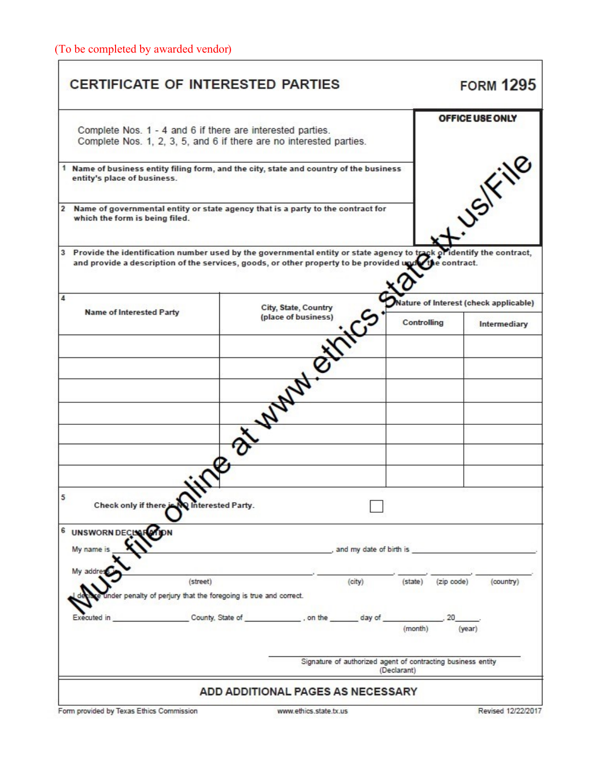(To be completed by awarded vendor)

# CERTIFICATE OF INTERESTED PARTIES

**FORM 1295**

Complete Nos. 1 - 4 and 6 if there are interested parties.
Complete Nos. 1, 2, 3, 5, and 6 if there are no interested parties.

**OFFICE USE ONLY**

**1** **Name of business entity filing form, and the city, state and country of the business entity's place of business.**

**2** **Name of governmental entity or state agency that is a party to the contract for which the form is being filed.**

**3** **Provide the identification number used by the governmental entity or state agency to track or identify the contract, and provide a description of the services, goods, or other property to be provided under the contract.**

Must file online at www.ethics.state.tx.us/File

**4**

| Name of Interested Party | City, State, Country (place of business) | Nature of Interest (check applicable) | |
|---|---|---|---|
| | | Controlling | Intermediary |
| | | | |
| | | | |
| | | | |
| | | | |
| | | | |
| | | | |
| | | | |

**5** Check only if there is NO Interested Party. ☐

**6** **UNSWORN DECLARATION**

My name is _______________________________________________, and my date of birth is ________________________.

My address is ______________________________________, _______________, ________, __________, ____________.
(street) (city) (state) (zip code) (country)

I declare under penalty of perjury that the foregoing is true and correct.

Executed in __________________ County, State of ______________, on the _______ day of ______________, 20_____.
(month) (year)

_______________________________________________
Signature of authorized agent of contracting business entity
(Declarant)

**ADD ADDITIONAL PAGES AS NECESSARY**

Form provided by Texas Ethics Commission www.ethics.state.tx.us Revised 12/22/2017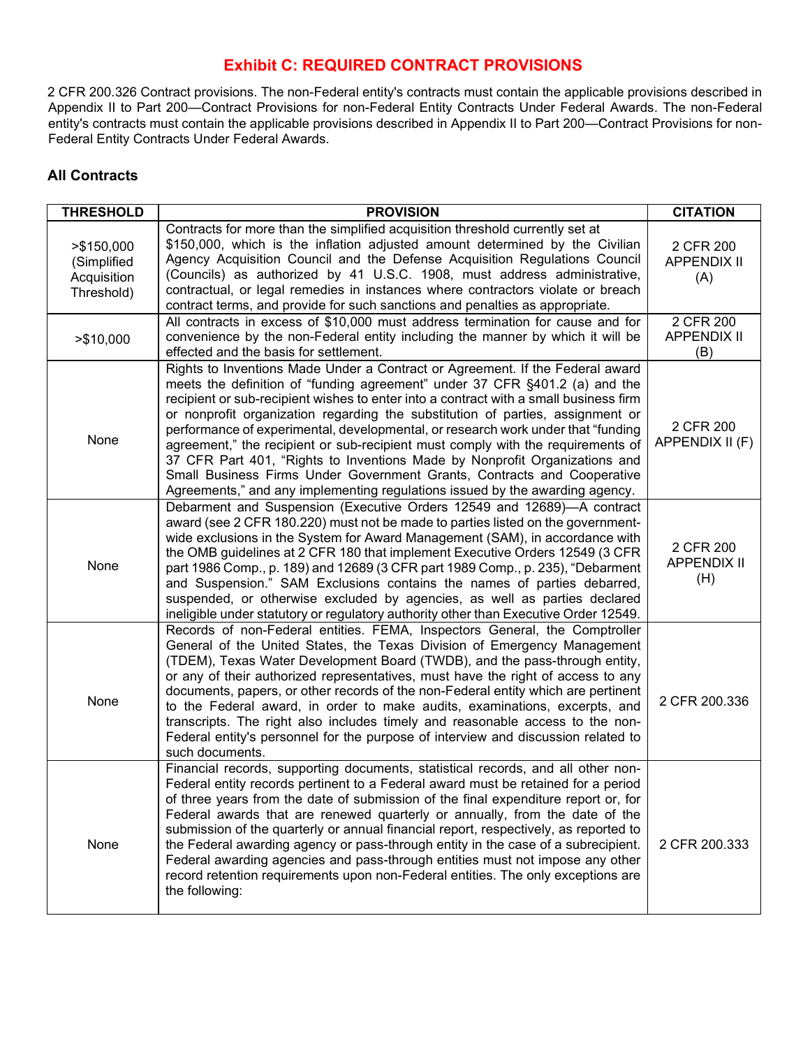# Exhibit C: REQUIRED CONTRACT PROVISIONS

2 CFR 200.326 Contract provisions. The non-Federal entity's contracts must contain the applicable provisions described in Appendix II to Part 200—Contract Provisions for non-Federal Entity Contracts Under Federal Awards. The non-Federal entity's contracts must contain the applicable provisions described in Appendix II to Part 200—Contract Provisions for non-Federal Entity Contracts Under Federal Awards.

## All Contracts

| THRESHOLD | PROVISION | CITATION |
|---|---|---|
| >$150,000 (Simplified Acquisition Threshold) | Contracts for more than the simplified acquisition threshold currently set at $150,000, which is the inflation adjusted amount determined by the Civilian Agency Acquisition Council and the Defense Acquisition Regulations Council (Councils) as authorized by 41 U.S.C. 1908, must address administrative, contractual, or legal remedies in instances where contractors violate or breach contract terms, and provide for such sanctions and penalties as appropriate. | 2 CFR 200 APPENDIX II (A) |
| >$10,000 | All contracts in excess of $10,000 must address termination for cause and for convenience by the non-Federal entity including the manner by which it will be effected and the basis for settlement. | 2 CFR 200 APPENDIX II (B) |
| None | Rights to Inventions Made Under a Contract or Agreement. If the Federal award meets the definition of "funding agreement" under 37 CFR §401.2 (a) and the recipient or sub-recipient wishes to enter into a contract with a small business firm or nonprofit organization regarding the substitution of parties, assignment or performance of experimental, developmental, or research work under that "funding agreement," the recipient or sub-recipient must comply with the requirements of 37 CFR Part 401, "Rights to Inventions Made by Nonprofit Organizations and Small Business Firms Under Government Grants, Contracts and Cooperative Agreements," and any implementing regulations issued by the awarding agency. | 2 CFR 200 APPENDIX II (F) |
| None | Debarment and Suspension (Executive Orders 12549 and 12689)—A contract award (see 2 CFR 180.220) must not be made to parties listed on the government-wide exclusions in the System for Award Management (SAM), in accordance with the OMB guidelines at 2 CFR 180 that implement Executive Orders 12549 (3 CFR part 1986 Comp., p. 189) and 12689 (3 CFR part 1989 Comp., p. 235), "Debarment and Suspension." SAM Exclusions contains the names of parties debarred, suspended, or otherwise excluded by agencies, as well as parties declared ineligible under statutory or regulatory authority other than Executive Order 12549. | 2 CFR 200 APPENDIX II (H) |
| None | Records of non-Federal entities. FEMA, Inspectors General, the Comptroller General of the United States, the Texas Division of Emergency Management (TDEM), Texas Water Development Board (TWDB), and the pass-through entity, or any of their authorized representatives, must have the right of access to any documents, papers, or other records of the non-Federal entity which are pertinent to the Federal award, in order to make audits, examinations, excerpts, and transcripts. The right also includes timely and reasonable access to the non-Federal entity's personnel for the purpose of interview and discussion related to such documents. | 2 CFR 200.336 |
| None | Financial records, supporting documents, statistical records, and all other non-Federal entity records pertinent to a Federal award must be retained for a period of three years from the date of submission of the final expenditure report or, for Federal awards that are renewed quarterly or annually, from the date of the submission of the quarterly or annual financial report, respectively, as reported to the Federal awarding agency or pass-through entity in the case of a subrecipient. Federal awarding agencies and pass-through entities must not impose any other record retention requirements upon non-Federal entities. The only exceptions are the following: | 2 CFR 200.333 |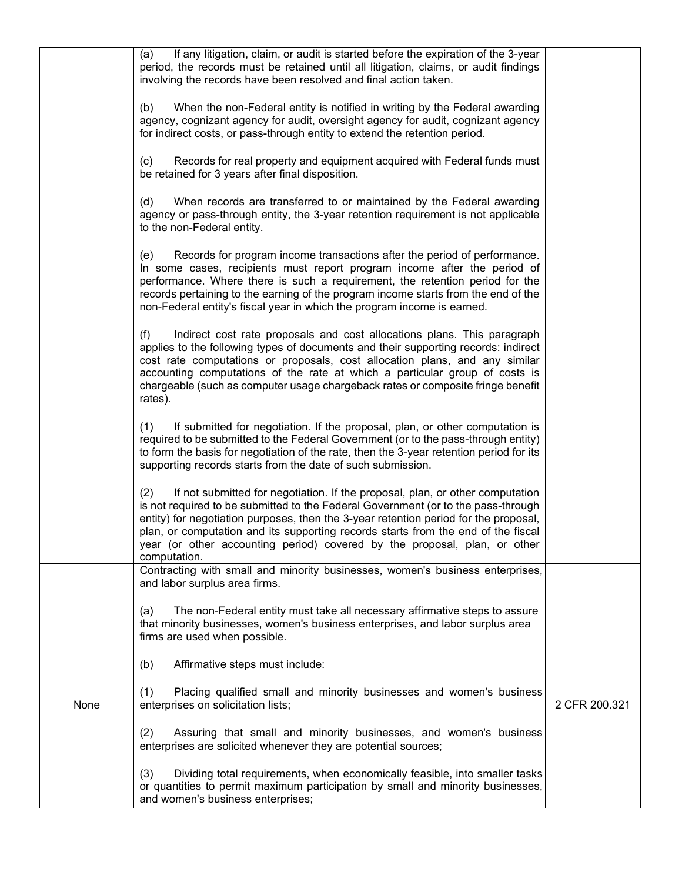| | | |
|---|---|---|
| | (a) If any litigation, claim, or audit is started before the expiration of the 3-year period, the records must be retained until all litigation, claims, or audit findings involving the records have been resolved and final action taken.<br><br>(b) When the non-Federal entity is notified in writing by the Federal awarding agency, cognizant agency for audit, oversight agency for audit, cognizant agency for indirect costs, or pass-through entity to extend the retention period.<br><br>(c) Records for real property and equipment acquired with Federal funds must be retained for 3 years after final disposition.<br><br>(d) When records are transferred to or maintained by the Federal awarding agency or pass-through entity, the 3-year retention requirement is not applicable to the non-Federal entity.<br><br>(e) Records for program income transactions after the period of performance. In some cases, recipients must report program income after the period of performance. Where there is such a requirement, the retention period for the records pertaining to the earning of the program income starts from the end of the non-Federal entity's fiscal year in which the program income is earned.<br><br>(f) Indirect cost rate proposals and cost allocations plans. This paragraph applies to the following types of documents and their supporting records: indirect cost rate computations or proposals, cost allocation plans, and any similar accounting computations of the rate at which a particular group of costs is chargeable (such as computer usage chargeback rates or composite fringe benefit rates).<br><br>(1) If submitted for negotiation. If the proposal, plan, or other computation is required to be submitted to the Federal Government (or to the pass-through entity) to form the basis for negotiation of the rate, then the 3-year retention period for its supporting records starts from the date of such submission.<br><br>(2) If not submitted for negotiation. If the proposal, plan, or other computation is not required to be submitted to the Federal Government (or to the pass-through entity) for negotiation purposes, then the 3-year retention period for the proposal, plan, or computation and its supporting records starts from the end of the fiscal year (or other accounting period) covered by the proposal, plan, or other computation. | |
| None | Contracting with small and minority businesses, women's business enterprises, and labor surplus area firms.<br><br>(a) The non-Federal entity must take all necessary affirmative steps to assure that minority businesses, women's business enterprises, and labor surplus area firms are used when possible.<br><br>(b) Affirmative steps must include:<br><br>(1) Placing qualified small and minority businesses and women's business enterprises on solicitation lists;<br><br>(2) Assuring that small and minority businesses, and women's business enterprises are solicited whenever they are potential sources;<br><br>(3) Dividing total requirements, when economically feasible, into smaller tasks or quantities to permit maximum participation by small and minority businesses, and women's business enterprises; | 2 CFR 200.321 |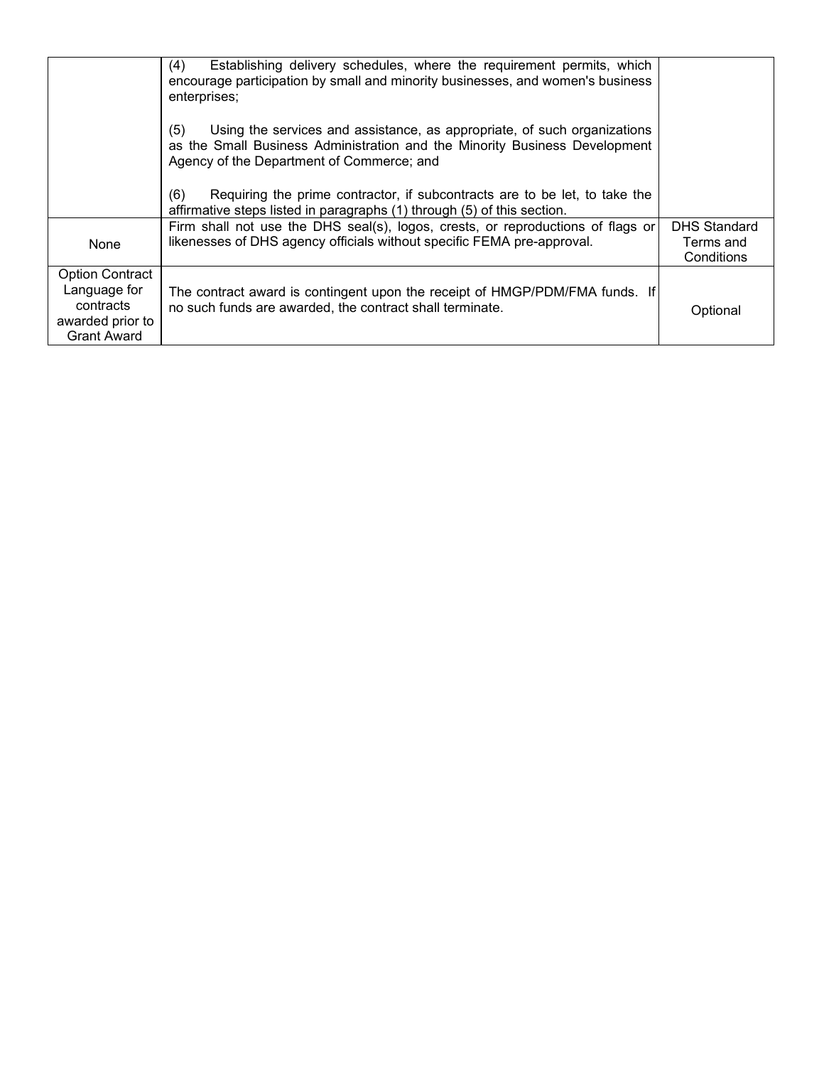| | | |
|---|---|---|
| | (4) Establishing delivery schedules, where the requirement permits, which encourage participation by small and minority businesses, and women's business enterprises;<br><br>(5) Using the services and assistance, as appropriate, of such organizations as the Small Business Administration and the Minority Business Development Agency of the Department of Commerce; and<br><br>(6) Requiring the prime contractor, if subcontracts are to be let, to take the affirmative steps listed in paragraphs (1) through (5) of this section. | |
| None | Firm shall not use the DHS seal(s), logos, crests, or reproductions of flags or likenesses of DHS agency officials without specific FEMA pre-approval. | DHS Standard Terms and Conditions |
| Option Contract Language for contracts awarded prior to Grant Award | The contract award is contingent upon the receipt of HMGP/PDM/FMA funds. If no such funds are awarded, the contract shall terminate. | Optional |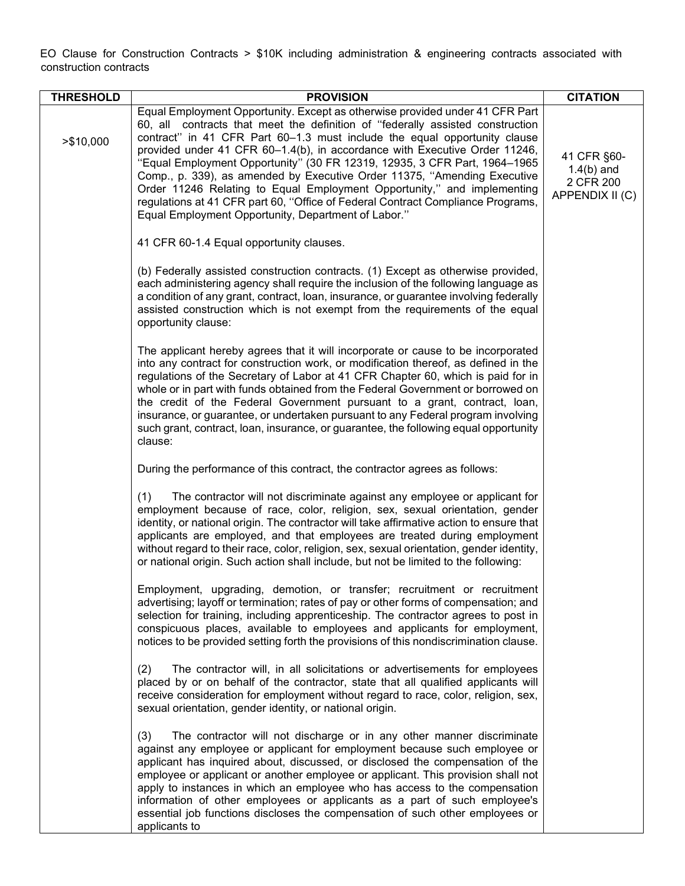EO Clause for Construction Contracts > $10K including administration & engineering contracts associated with construction contracts

| THRESHOLD | PROVISION | CITATION |
|---|---|---|
| >$10,000 | Equal Employment Opportunity. Except as otherwise provided under 41 CFR Part 60, all contracts that meet the definition of ''federally assisted construction contract'' in 41 CFR Part 60–1.3 must include the equal opportunity clause provided under 41 CFR 60–1.4(b), in accordance with Executive Order 11246, ''Equal Employment Opportunity'' (30 FR 12319, 12935, 3 CFR Part, 1964–1965 Comp., p. 339), as amended by Executive Order 11375, ''Amending Executive Order 11246 Relating to Equal Employment Opportunity,'' and implementing regulations at 41 CFR part 60, ''Office of Federal Contract Compliance Programs, Equal Employment Opportunity, Department of Labor.''<br><br>41 CFR 60-1.4 Equal opportunity clauses.<br><br>(b) Federally assisted construction contracts. (1) Except as otherwise provided, each administering agency shall require the inclusion of the following language as a condition of any grant, contract, loan, insurance, or guarantee involving federally assisted construction which is not exempt from the requirements of the equal opportunity clause:<br><br>The applicant hereby agrees that it will incorporate or cause to be incorporated into any contract for construction work, or modification thereof, as defined in the regulations of the Secretary of Labor at 41 CFR Chapter 60, which is paid for in whole or in part with funds obtained from the Federal Government or borrowed on the credit of the Federal Government pursuant to a grant, contract, loan, insurance, or guarantee, or undertaken pursuant to any Federal program involving such grant, contract, loan, insurance, or guarantee, the following equal opportunity clause:<br><br>During the performance of this contract, the contractor agrees as follows:<br><br>(1) The contractor will not discriminate against any employee or applicant for employment because of race, color, religion, sex, sexual orientation, gender identity, or national origin. The contractor will take affirmative action to ensure that applicants are employed, and that employees are treated during employment without regard to their race, color, religion, sex, sexual orientation, gender identity, or national origin. Such action shall include, but not be limited to the following:<br><br>Employment, upgrading, demotion, or transfer; recruitment or recruitment advertising; layoff or termination; rates of pay or other forms of compensation; and selection for training, including apprenticeship. The contractor agrees to post in conspicuous places, available to employees and applicants for employment, notices to be provided setting forth the provisions of this nondiscrimination clause.<br><br>(2) The contractor will, in all solicitations or advertisements for employees placed by or on behalf of the contractor, state that all qualified applicants will receive consideration for employment without regard to race, color, religion, sex, sexual orientation, gender identity, or national origin.<br><br>(3) The contractor will not discharge or in any other manner discriminate against any employee or applicant for employment because such employee or applicant has inquired about, discussed, or disclosed the compensation of the employee or applicant or another employee or applicant. This provision shall not apply to instances in which an employee who has access to the compensation information of other employees or applicants as a part of such employee's essential job functions discloses the compensation of such other employees or applicants to | 41 CFR §60-1.4(b) and 2 CFR 200 APPENDIX II (C) |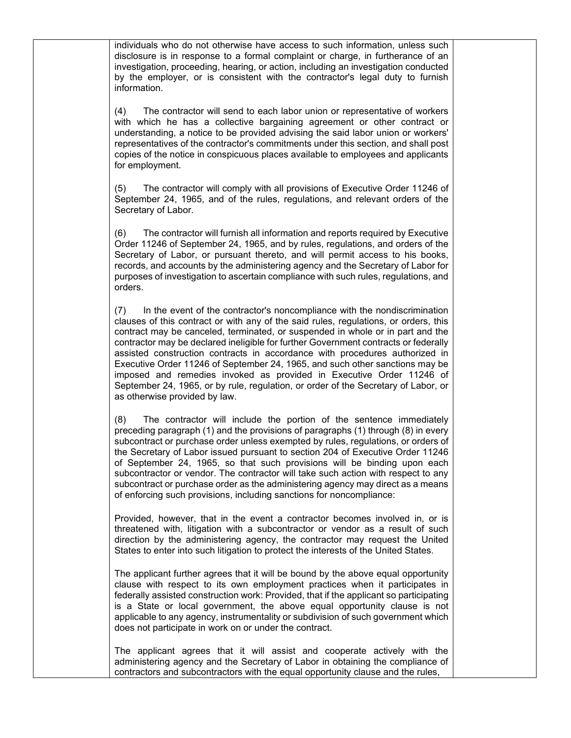individuals who do not otherwise have access to such information, unless such disclosure is in response to a formal complaint or charge, in furtherance of an investigation, proceeding, hearing, or action, including an investigation conducted by the employer, or is consistent with the contractor's legal duty to furnish information.

(4) The contractor will send to each labor union or representative of workers with which he has a collective bargaining agreement or other contract or understanding, a notice to be provided advising the said labor union or workers' representatives of the contractor's commitments under this section, and shall post copies of the notice in conspicuous places available to employees and applicants for employment.

(5) The contractor will comply with all provisions of Executive Order 11246 of September 24, 1965, and of the rules, regulations, and relevant orders of the Secretary of Labor.

(6) The contractor will furnish all information and reports required by Executive Order 11246 of September 24, 1965, and by rules, regulations, and orders of the Secretary of Labor, or pursuant thereto, and will permit access to his books, records, and accounts by the administering agency and the Secretary of Labor for purposes of investigation to ascertain compliance with such rules, regulations, and orders.

(7) In the event of the contractor's noncompliance with the nondiscrimination clauses of this contract or with any of the said rules, regulations, or orders, this contract may be canceled, terminated, or suspended in whole or in part and the contractor may be declared ineligible for further Government contracts or federally assisted construction contracts in accordance with procedures authorized in Executive Order 11246 of September 24, 1965, and such other sanctions may be imposed and remedies invoked as provided in Executive Order 11246 of September 24, 1965, or by rule, regulation, or order of the Secretary of Labor, or as otherwise provided by law.

(8) The contractor will include the portion of the sentence immediately preceding paragraph (1) and the provisions of paragraphs (1) through (8) in every subcontract or purchase order unless exempted by rules, regulations, or orders of the Secretary of Labor issued pursuant to section 204 of Executive Order 11246 of September 24, 1965, so that such provisions will be binding upon each subcontractor or vendor. The contractor will take such action with respect to any subcontract or purchase order as the administering agency may direct as a means of enforcing such provisions, including sanctions for noncompliance:

Provided, however, that in the event a contractor becomes involved in, or is threatened with, litigation with a subcontractor or vendor as a result of such direction by the administering agency, the contractor may request the United States to enter into such litigation to protect the interests of the United States.

The applicant further agrees that it will be bound by the above equal opportunity clause with respect to its own employment practices when it participates in federally assisted construction work: Provided, that if the applicant so participating is a State or local government, the above equal opportunity clause is not applicable to any agency, instrumentality or subdivision of such government which does not participate in work on or under the contract.

The applicant agrees that it will assist and cooperate actively with the administering agency and the Secretary of Labor in obtaining the compliance of contractors and subcontractors with the equal opportunity clause and the rules,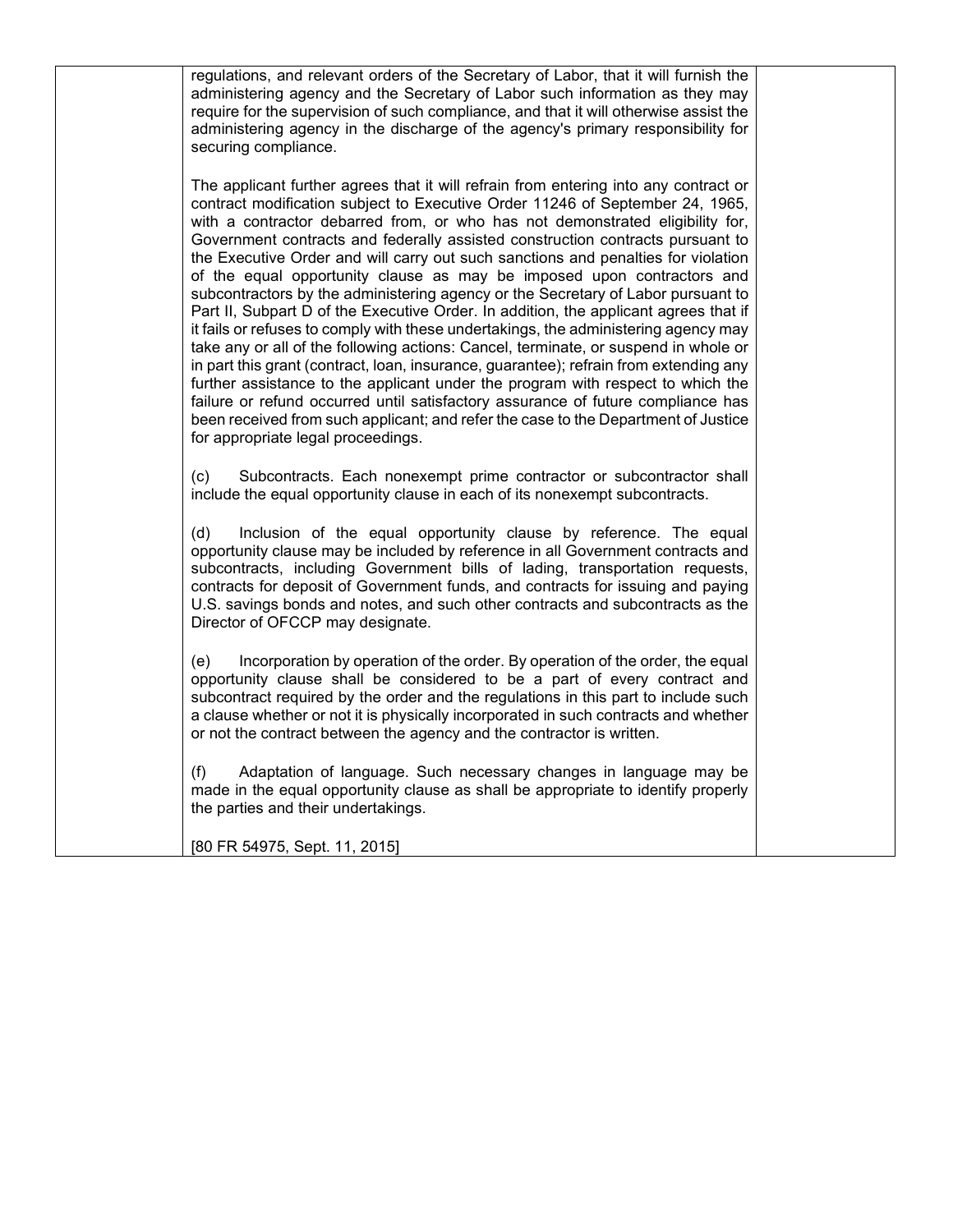regulations, and relevant orders of the Secretary of Labor, that it will furnish the administering agency and the Secretary of Labor such information as they may require for the supervision of such compliance, and that it will otherwise assist the administering agency in the discharge of the agency's primary responsibility for securing compliance.

The applicant further agrees that it will refrain from entering into any contract or contract modification subject to Executive Order 11246 of September 24, 1965, with a contractor debarred from, or who has not demonstrated eligibility for, Government contracts and federally assisted construction contracts pursuant to the Executive Order and will carry out such sanctions and penalties for violation of the equal opportunity clause as may be imposed upon contractors and subcontractors by the administering agency or the Secretary of Labor pursuant to Part II, Subpart D of the Executive Order. In addition, the applicant agrees that if it fails or refuses to comply with these undertakings, the administering agency may take any or all of the following actions: Cancel, terminate, or suspend in whole or in part this grant (contract, loan, insurance, guarantee); refrain from extending any further assistance to the applicant under the program with respect to which the failure or refund occurred until satisfactory assurance of future compliance has been received from such applicant; and refer the case to the Department of Justice for appropriate legal proceedings.

(c) Subcontracts. Each nonexempt prime contractor or subcontractor shall include the equal opportunity clause in each of its nonexempt subcontracts.

(d) Inclusion of the equal opportunity clause by reference. The equal opportunity clause may be included by reference in all Government contracts and subcontracts, including Government bills of lading, transportation requests, contracts for deposit of Government funds, and contracts for issuing and paying U.S. savings bonds and notes, and such other contracts and subcontracts as the Director of OFCCP may designate.

(e) Incorporation by operation of the order. By operation of the order, the equal opportunity clause shall be considered to be a part of every contract and subcontract required by the order and the regulations in this part to include such a clause whether or not it is physically incorporated in such contracts and whether or not the contract between the agency and the contractor is written.

(f) Adaptation of language. Such necessary changes in language may be made in the equal opportunity clause as shall be appropriate to identify properly the parties and their undertakings.

[80 FR 54975, Sept. 11, 2015]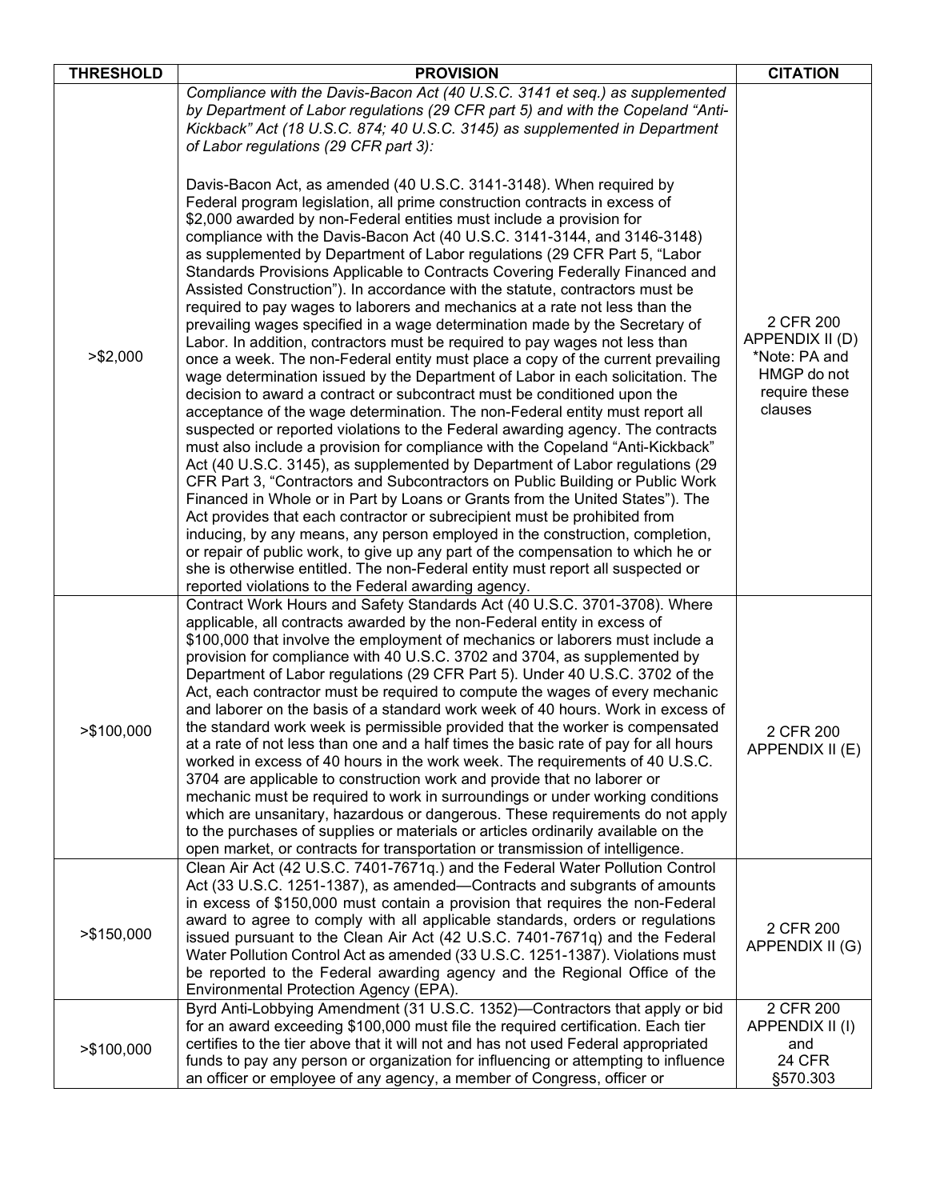| THRESHOLD | PROVISION | CITATION |
|---|---|---|
| >$2,000 | *Compliance with the Davis-Bacon Act (40 U.S.C. 3141 et seq.) as supplemented by Department of Labor regulations (29 CFR part 5) and with the Copeland “Anti-Kickback” Act (18 U.S.C. 874; 40 U.S.C. 3145) as supplemented in Department of Labor regulations (29 CFR part 3):*<br><br>Davis-Bacon Act, as amended (40 U.S.C. 3141-3148). When required by Federal program legislation, all prime construction contracts in excess of $2,000 awarded by non-Federal entities must include a provision for compliance with the Davis-Bacon Act (40 U.S.C. 3141-3144, and 3146-3148) as supplemented by Department of Labor regulations (29 CFR Part 5, “Labor Standards Provisions Applicable to Contracts Covering Federally Financed and Assisted Construction”). In accordance with the statute, contractors must be required to pay wages to laborers and mechanics at a rate not less than the prevailing wages specified in a wage determination made by the Secretary of Labor. In addition, contractors must be required to pay wages not less than once a week. The non-Federal entity must place a copy of the current prevailing wage determination issued by the Department of Labor in each solicitation. The decision to award a contract or subcontract must be conditioned upon the acceptance of the wage determination. The non-Federal entity must report all suspected or reported violations to the Federal awarding agency. The contracts must also include a provision for compliance with the Copeland “Anti-Kickback” Act (40 U.S.C. 3145), as supplemented by Department of Labor regulations (29 CFR Part 3, “Contractors and Subcontractors on Public Building or Public Work Financed in Whole or in Part by Loans or Grants from the United States”). The Act provides that each contractor or subrecipient must be prohibited from inducing, by any means, any person employed in the construction, completion, or repair of public work, to give up any part of the compensation to which he or she is otherwise entitled. The non-Federal entity must report all suspected or reported violations to the Federal awarding agency. | 2 CFR 200 APPENDIX II (D)<br>*Note: PA and HMGP do not require these clauses |
| >$100,000 | Contract Work Hours and Safety Standards Act (40 U.S.C. 3701-3708). Where applicable, all contracts awarded by the non-Federal entity in excess of $100,000 that involve the employment of mechanics or laborers must include a provision for compliance with 40 U.S.C. 3702 and 3704, as supplemented by Department of Labor regulations (29 CFR Part 5). Under 40 U.S.C. 3702 of the Act, each contractor must be required to compute the wages of every mechanic and laborer on the basis of a standard work week of 40 hours. Work in excess of the standard work week is permissible provided that the worker is compensated at a rate of not less than one and a half times the basic rate of pay for all hours worked in excess of 40 hours in the work week. The requirements of 40 U.S.C. 3704 are applicable to construction work and provide that no laborer or mechanic must be required to work in surroundings or under working conditions which are unsanitary, hazardous or dangerous. These requirements do not apply to the purchases of supplies or materials or articles ordinarily available on the open market, or contracts for transportation or transmission of intelligence. | 2 CFR 200 APPENDIX II (E) |
| >$150,000 | Clean Air Act (42 U.S.C. 7401-7671q.) and the Federal Water Pollution Control Act (33 U.S.C. 1251-1387), as amended—Contracts and subgrants of amounts in excess of $150,000 must contain a provision that requires the non-Federal award to agree to comply with all applicable standards, orders or regulations issued pursuant to the Clean Air Act (42 U.S.C. 7401-7671q) and the Federal Water Pollution Control Act as amended (33 U.S.C. 1251-1387). Violations must be reported to the Federal awarding agency and the Regional Office of the Environmental Protection Agency (EPA). | 2 CFR 200 APPENDIX II (G) |
| >$100,000 | Byrd Anti-Lobbying Amendment (31 U.S.C. 1352)—Contractors that apply or bid for an award exceeding $100,000 must file the required certification. Each tier certifies to the tier above that it will not and has not used Federal appropriated funds to pay any person or organization for influencing or attempting to influence an officer or employee of any agency, a member of Congress, officer or | 2 CFR 200 APPENDIX II (I) and 24 CFR §570.303 |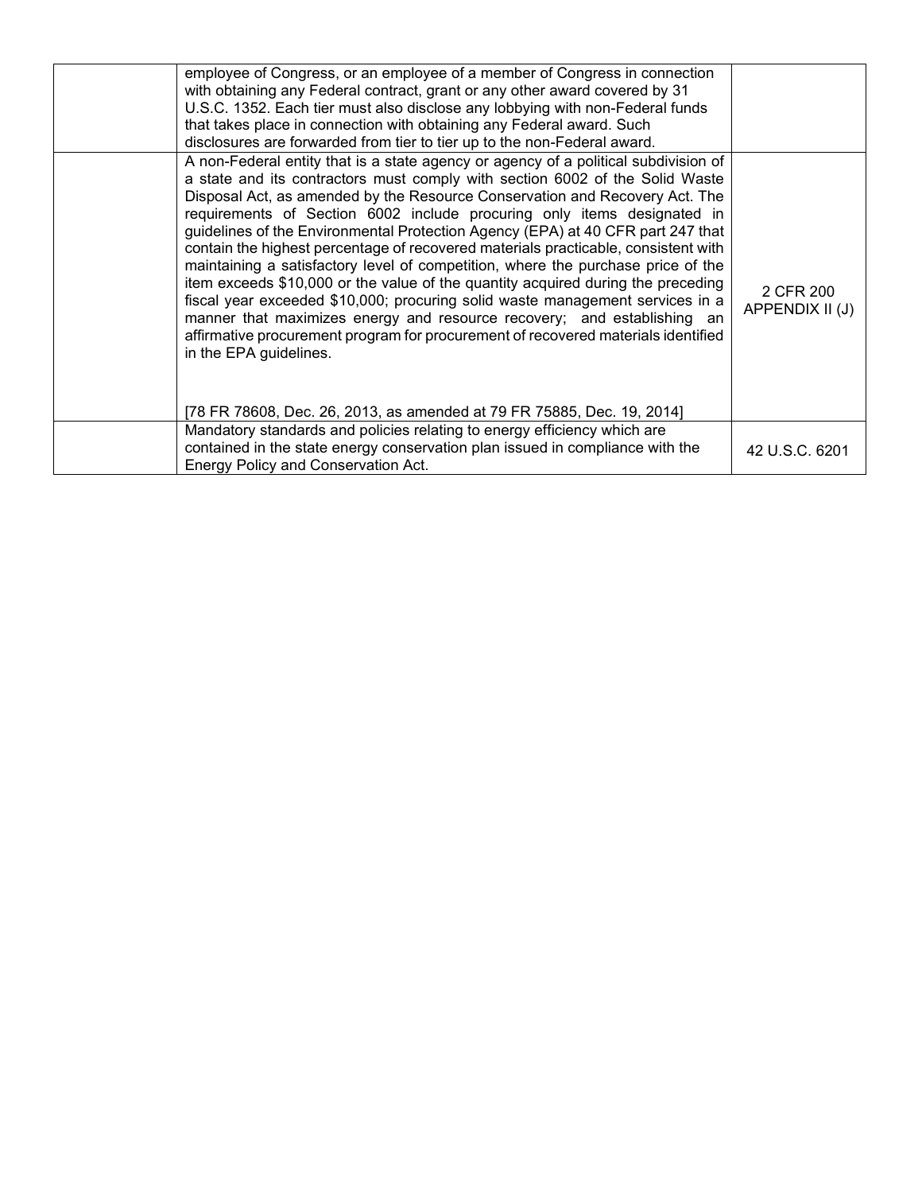| | | |
|---|---|---|
| | employee of Congress, or an employee of a member of Congress in connection with obtaining any Federal contract, grant or any other award covered by 31 U.S.C. 1352. Each tier must also disclose any lobbying with non-Federal funds that takes place in connection with obtaining any Federal award. Such disclosures are forwarded from tier to tier up to the non-Federal award. | |
| | A non-Federal entity that is a state agency or agency of a political subdivision of a state and its contractors must comply with section 6002 of the Solid Waste Disposal Act, as amended by the Resource Conservation and Recovery Act. The requirements of Section 6002 include procuring only items designated in guidelines of the Environmental Protection Agency (EPA) at 40 CFR part 247 that contain the highest percentage of recovered materials practicable, consistent with maintaining a satisfactory level of competition, where the purchase price of the item exceeds $10,000 or the value of the quantity acquired during the preceding fiscal year exceeded $10,000; procuring solid waste management services in a manner that maximizes energy and resource recovery; and establishing an affirmative procurement program for procurement of recovered materials identified in the EPA guidelines.<br><br>[78 FR 78608, Dec. 26, 2013, as amended at 79 FR 75885, Dec. 19, 2014] | 2 CFR 200 APPENDIX II (J) |
| | Mandatory standards and policies relating to energy efficiency which are contained in the state energy conservation plan issued in compliance with the Energy Policy and Conservation Act. | 42 U.S.C. 6201 |